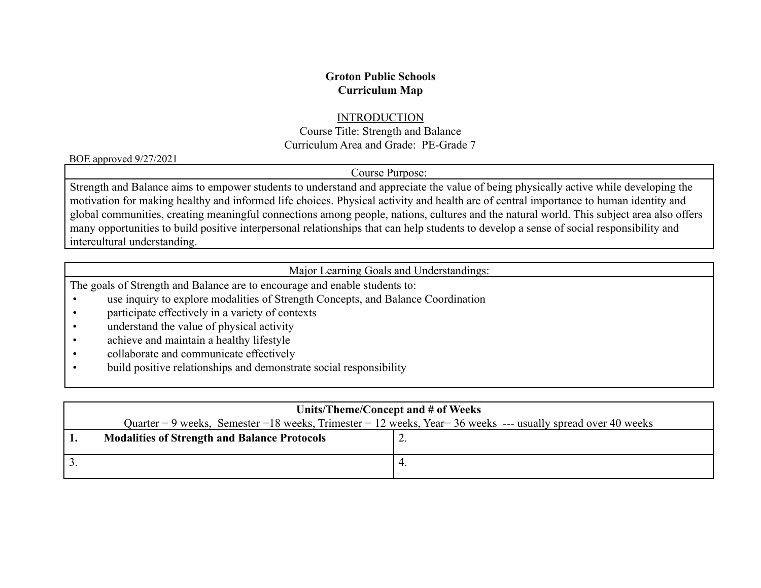**Groton Public Schools**
**Curriculum Map**

<u>INTRODUCTION</u>

Course Title: Strength and Balance

Curriculum Area and Grade: PE-Grade 7

BOE approved 9/27/2021

| Course Purpose: |
|---|
| Strength and Balance aims to empower students to understand and appreciate the value of being physically active while developing the motivation for making healthy and informed life choices. Physical activity and health are of central importance to human identity and global communities, creating meaningful connections among people, nations, cultures and the natural world. This subject area also offers many opportunities to build positive interpersonal relationships that can help students to develop a sense of social responsibility and intercultural understanding. |

| Major Learning Goals and Understandings: |
|---|
| The goals of Strength and Balance are to encourage and enable students to:<br>• use inquiry to explore modalities of Strength Concepts, and Balance Coordination<br>• participate effectively in a variety of contexts<br>• understand the value of physical activity<br>• achieve and maintain a healthy lifestyle<br>• collaborate and communicate effectively<br>• build positive relationships and demonstrate social responsibility |

| **Units/Theme/Concept and # of Weeks**<br>Quarter = 9 weeks, Semester =18 weeks, Trimester = 12 weeks, Year= 36 weeks --- usually spread over 40 weeks | |
|---|---|
| **1. Modalities of Strength and Balance Protocols** | 2. |
| 3. | 4. |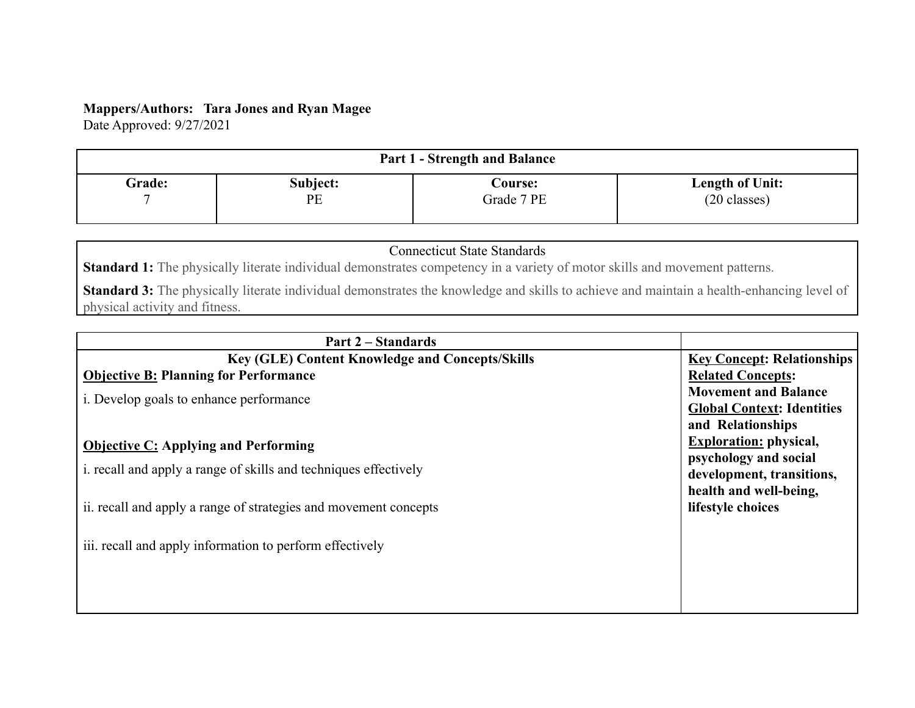**Mappers/Authors: Tara Jones and Ryan Magee**
Date Approved: 9/27/2021

| **Part 1 - Strength and Balance** | | | |
|---|---|---|---|
| **Grade:**<br>7 | **Subject:**<br>PE | **Course:**<br>Grade 7 PE | **Length of Unit:**<br>(20 classes) |

| Connecticut State Standards |
|---|
| **Standard 1:** The physically literate individual demonstrates competency in a variety of motor skills and movement patterns.<br><br>**Standard 3:** The physically literate individual demonstrates the knowledge and skills to achieve and maintain a health-enhancing level of physical activity and fitness. |

| **Part 2 – Standards** | |
|---|---|
| **Key (GLE) Content Knowledge and Concepts/Skills**<br>**<u>Objective B:</u> Planning for Performance**<br>i. Develop goals to enhance performance<br><br>**<u>Objective C:</u> Applying and Performing**<br>i. recall and apply a range of skills and techniques effectively<br><br>ii. recall and apply a range of strategies and movement concepts<br><br>iii. recall and apply information to perform effectively | **<u>Key Concept</u>: Relationships**<br>**<u>Related Concepts</u>: Movement and Balance**<br>**<u>Global Context</u>: Identities and Relationships**<br>**<u>Exploration:</u> physical, psychology and social development, transitions, health and well-being, lifestyle choices** |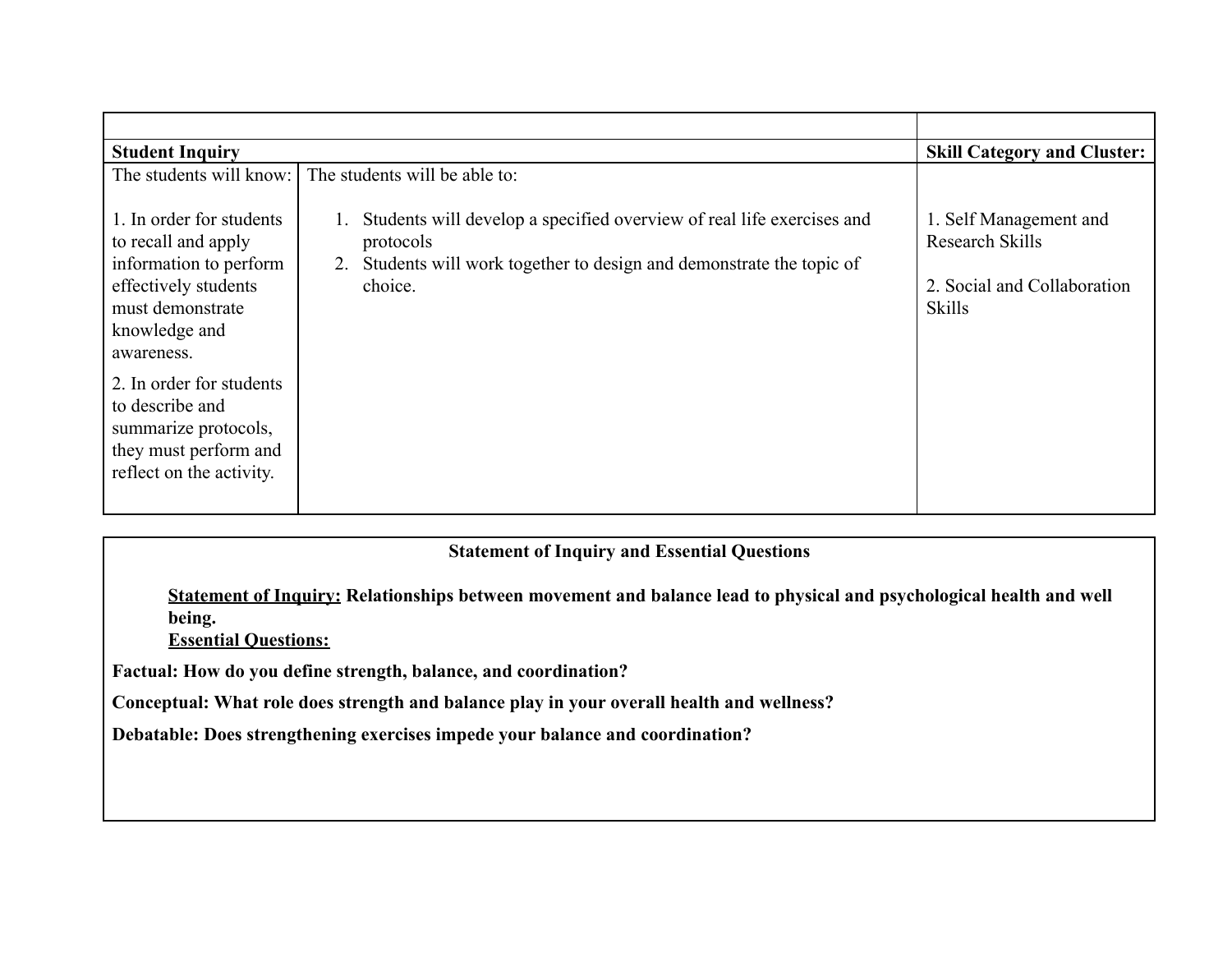| | | |
|---|---|---|
| **Student Inquiry** | | **Skill Category and Cluster:** |
| The students will know:<br><br>1. In order for students to recall and apply information to perform effectively students must demonstrate knowledge and awareness.<br><br>2. In order for students to describe and summarize protocols, they must perform and reflect on the activity. | The students will be able to:<br><br>1. Students will develop a specified overview of real life exercises and protocols<br>2. Students will work together to design and demonstrate the topic of choice. | 1. Self Management and Research Skills<br><br>2. Social and Collaboration Skills |

**Statement of Inquiry and Essential Questions**

**<u>Statement of Inquiry:</u> Relationships between movement and balance lead to physical and psychological health and well being.**

**<u>Essential Questions:</u>**

**Factual: How do you define strength, balance, and coordination?**

**Conceptual: What role does strength and balance play in your overall health and wellness?**

**Debatable: Does strengthening exercises impede your balance and coordination?**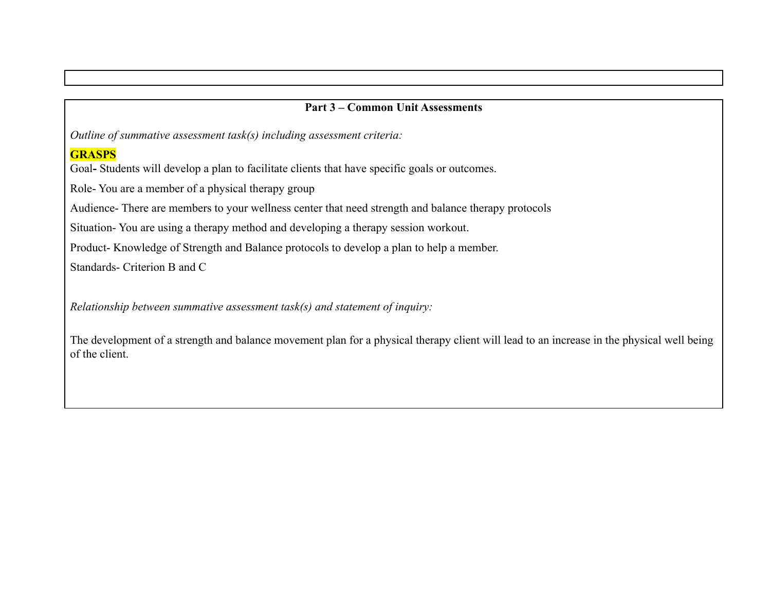**Part 3 – Common Unit Assessments**

*Outline of summative assessment task(s) including assessment criteria:*

**GRASPS**

Goal**-** Students will develop a plan to facilitate clients that have specific goals or outcomes.

Role- You are a member of a physical therapy group

Audience- There are members to your wellness center that need strength and balance therapy protocols

Situation- You are using a therapy method and developing a therapy session workout.

Product- Knowledge of Strength and Balance protocols to develop a plan to help a member.

Standards- Criterion B and C

*Relationship between summative assessment task(s) and statement of inquiry:*

The development of a strength and balance movement plan for a physical therapy client will lead to an increase in the physical well being of the client.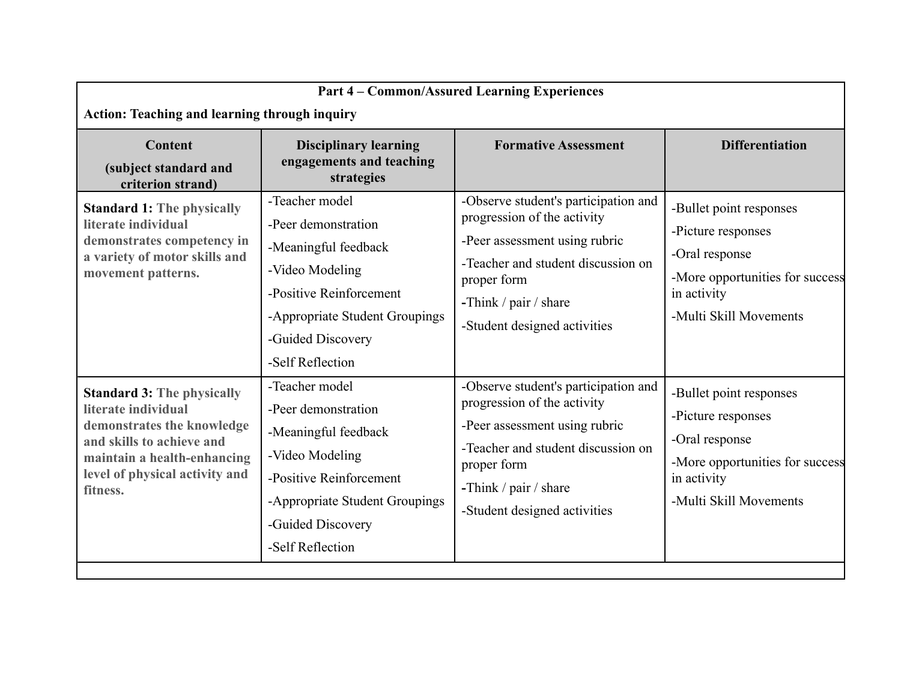| **Part 4 – Common/Assured Learning Experiences**<br>**Action: Teaching and learning through inquiry** | | | |
|---|---|---|---|
| **Content**<br>**(subject standard and criterion strand)** | **Disciplinary learning engagements and teaching strategies** | **Formative Assessment** | **Differentiation** |
| **Standard 1:** **The physically literate individual demonstrates competency in a variety of motor skills and movement patterns.** | -Teacher model<br>-Peer demonstration<br>-Meaningful feedback<br>-Video Modeling<br>-Positive Reinforcement<br>-Appropriate Student Groupings<br>-Guided Discovery<br>-Self Reflection | -Observe student's participation and progression of the activity<br>-Peer assessment using rubric<br>-Teacher and student discussion on proper form<br>-Think / pair / share<br>-Student designed activities | -Bullet point responses<br>-Picture responses<br>-Oral response<br>-More opportunities for success in activity<br>-Multi Skill Movements |
| **Standard 3:** **The physically literate individual demonstrates the knowledge and skills to achieve and maintain a health-enhancing level of physical activity and fitness.** | -Teacher model<br>-Peer demonstration<br>-Meaningful feedback<br>-Video Modeling<br>-Positive Reinforcement<br>-Appropriate Student Groupings<br>-Guided Discovery<br>-Self Reflection | -Observe student's participation and progression of the activity<br>-Peer assessment using rubric<br>-Teacher and student discussion on proper form<br>-Think / pair / share<br>-Student designed activities | -Bullet point responses<br>-Picture responses<br>-Oral response<br>-More opportunities for success in activity<br>-Multi Skill Movements |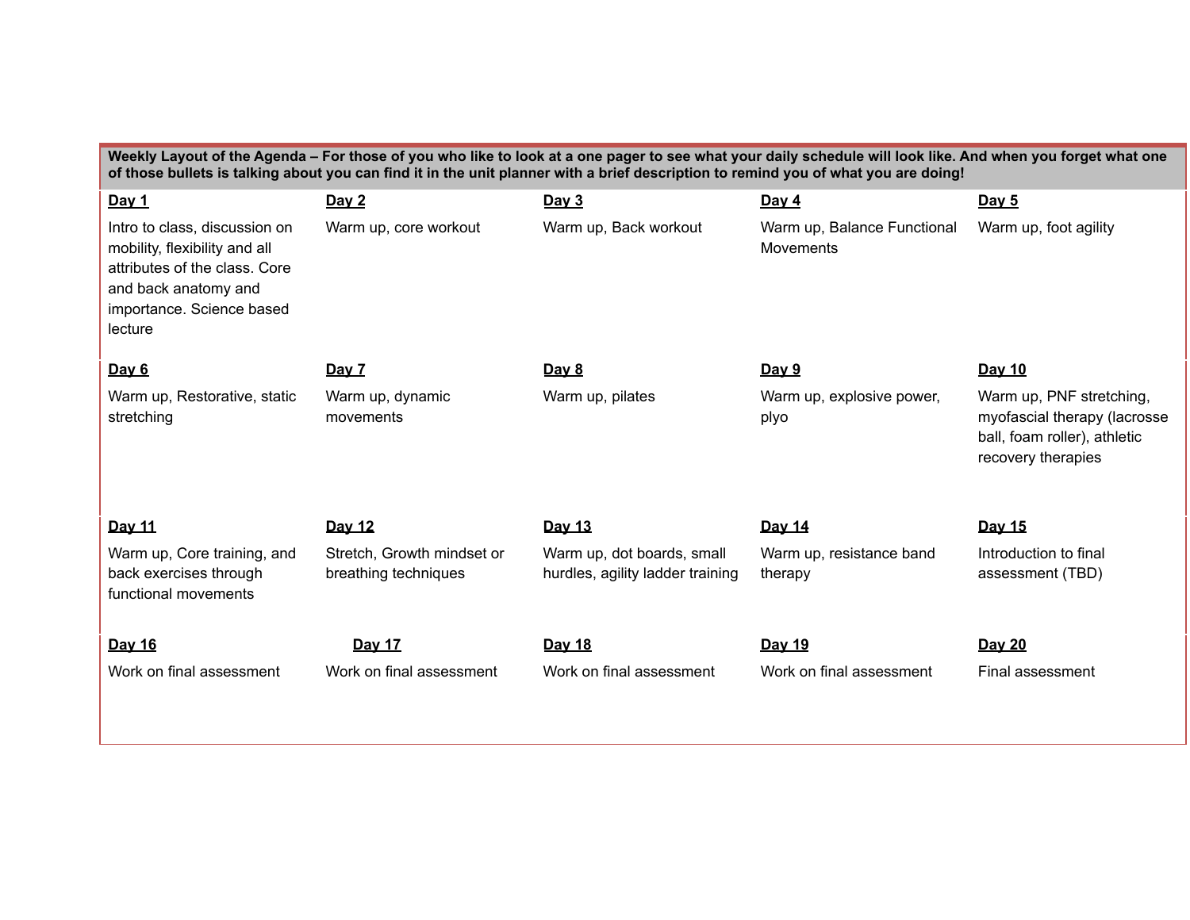**Weekly Layout of the Agenda – For those of you who like to look at a one pager to see what your daily schedule will look like. And when you forget what one of those bullets is talking about you can find it in the unit planner with a brief description to remind you of what you are doing!**

| | | | | |
|---|---|---|---|---|
| **Day 1**<br>Intro to class, discussion on mobility, flexibility and all attributes of the class. Core and back anatomy and importance. Science based lecture | **Day 2**<br>Warm up, core workout | **Day 3**<br>Warm up, Back workout | **Day 4**<br>Warm up, Balance Functional Movements | **Day 5**<br>Warm up, foot agility |
| **Day 6**<br>Warm up, Restorative, static stretching | **Day 7**<br>Warm up, dynamic movements | **Day 8**<br>Warm up, pilates | **Day 9**<br>Warm up, explosive power, plyo | **Day 10**<br>Warm up, PNF stretching, myofascial therapy (lacrosse ball, foam roller), athletic recovery therapies |
| **Day 11**<br>Warm up, Core training, and back exercises through functional movements | **Day 12**<br>Stretch, Growth mindset or breathing techniques | **Day 13**<br>Warm up, dot boards, small hurdles, agility ladder training | **Day 14**<br>Warm up, resistance band therapy | **Day 15**<br>Introduction to final assessment (TBD) |
| **Day 16**<br>Work on final assessment | **Day 17**<br>Work on final assessment | **Day 18**<br>Work on final assessment | **Day 19**<br>Work on final assessment | **Day 20**<br>Final assessment |